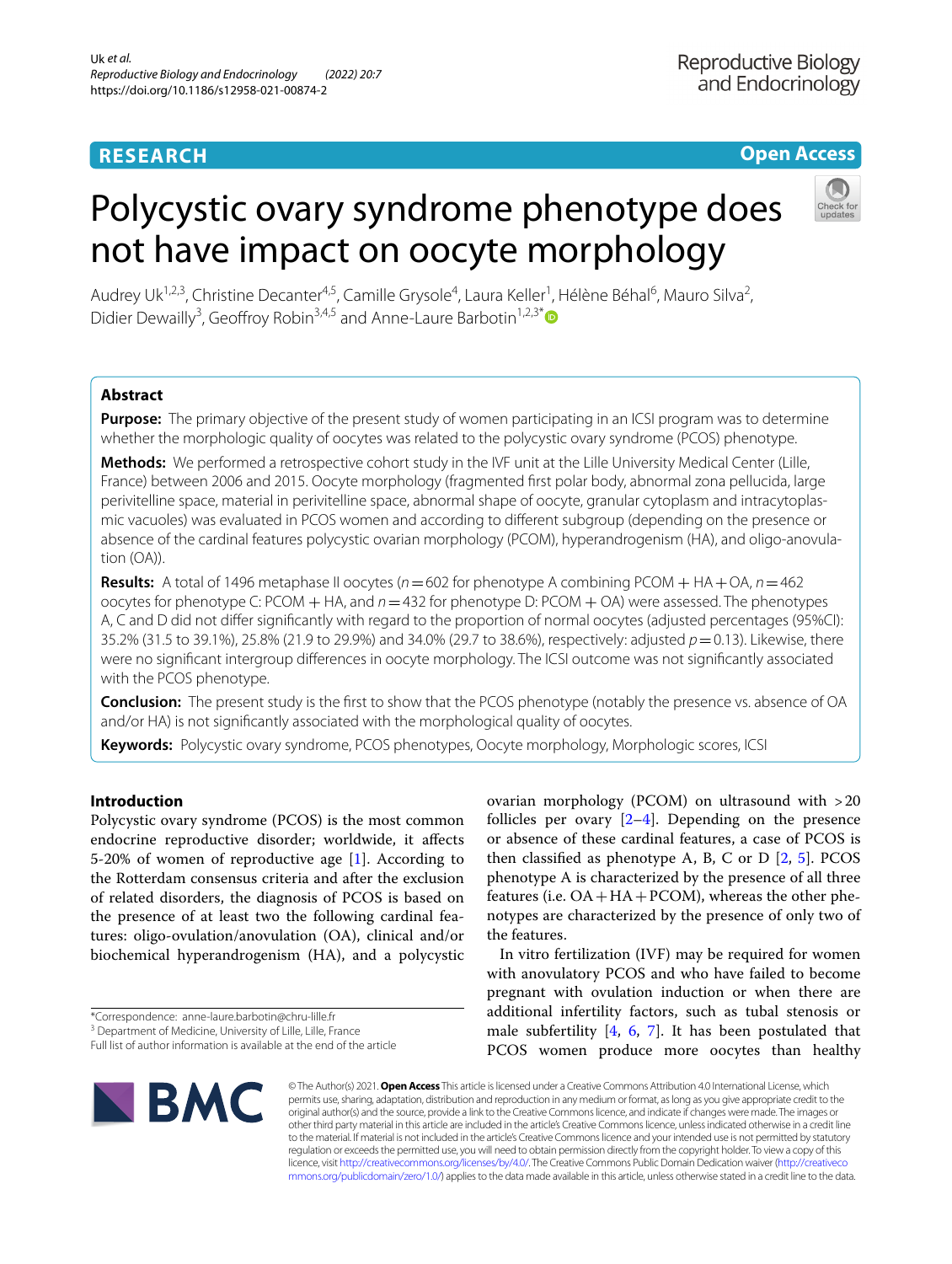RESEARCH

Open Access

# Polycystic ovary syndrome phenotype does not have impact on oocyte morphology

Audrey Uk[1,2,3], Christine Decanter[4,5], Camille Grysole[4], Laura Keller[1], Hélène Béhal[6], Mauro Silva[2], Didier Dewailly[3], Geoffroy Robin[3,4,5] and Anne-Laure Barbotin[1,2,3*]

## Abstract

**Purpose:** The primary objective of the present study of women participating in an ICSI program was to determine whether the morphologic quality of oocytes was related to the polycystic ovary syndrome (PCOS) phenotype.

**Methods:** We performed a retrospective cohort study in the IVF unit at the Lille University Medical Center (Lille, France) between 2006 and 2015. Oocyte morphology (fragmented first polar body, abnormal zona pellucida, large perivitelline space, material in perivitelline space, abnormal shape of oocyte, granular cytoplasm and intracytoplasmic vacuoles) was evaluated in PCOS women and according to different subgroup (depending on the presence or absence of the cardinal features polycystic ovarian morphology (PCOM), hyperandrogenism (HA), and oligo-anovulation (OA)).

**Results:** A total of 1496 metaphase II oocytes ($n = 602$ for phenotype A combining PCOM + HA + OA, $n = 462$ oocytes for phenotype C: PCOM + HA, and $n = 432$ for phenotype D: PCOM + OA) were assessed. The phenotypes A, C and D did not differ significantly with regard to the proportion of normal oocytes (adjusted percentages (95%CI): 35.2% (31.5 to 39.1%), 25.8% (21.9 to 29.9%) and 34.0% (29.7 to 38.6%), respectively: adjusted $p = 0.13$). Likewise, there were no significant intergroup differences in oocyte morphology. The ICSI outcome was not significantly associated with the PCOS phenotype.

**Conclusion:** The present study is the first to show that the PCOS phenotype (notably the presence vs. absence of OA and/or HA) is not significantly associated with the morphological quality of oocytes.

**Keywords:** Polycystic ovary syndrome, PCOS phenotypes, Oocyte morphology, Morphologic scores, ICSI

## Introduction

Polycystic ovary syndrome (PCOS) is the most common endocrine reproductive disorder; worldwide, it affects 5-20% of women of reproductive age [1]. According to the Rotterdam consensus criteria and after the exclusion of related disorders, the diagnosis of PCOS is based on the presence of at least two the following cardinal features: oligo-ovulation/anovulation (OA), clinical and/or biochemical hyperandrogenism (HA), and a polycystic ovarian morphology (PCOM) on ultrasound with >20 follicles per ovary [2–4]. Depending on the presence or absence of these cardinal features, a case of PCOS is then classified as phenotype A, B, C or D [2, 5]. PCOS phenotype A is characterized by the presence of all three features (i.e. OA + HA + PCOM), whereas the other phenotypes are characterized by the presence of only two of the features.

In vitro fertilization (IVF) may be required for women with anovulatory PCOS and who have failed to become pregnant with ovulation induction or when there are additional infertility factors, such as tubal stenosis or male subfertility [4, 6, 7]. It has been postulated that PCOS women produce more oocytes than healthy

*Correspondence: anne-laure.barbotin@chru-lille.fr
[3] Department of Medicine, University of Lille, Lille, France
Full list of author information is available at the end of the article

© The Author(s) 2021. **Open Access** This article is licensed under a Creative Commons Attribution 4.0 International License, which permits use, sharing, adaptation, distribution and reproduction in any medium or format, as long as you give appropriate credit to the original author(s) and the source, provide a link to the Creative Commons licence, and indicate if changes were made. The images or other third party material in this article are included in the article's Creative Commons licence, unless indicated otherwise in a credit line to the material. If material is not included in the article's Creative Commons licence and your intended use is not permitted by statutory regulation or exceeds the permitted use, you will need to obtain permission directly from the copyright holder. To view a copy of this licence, visit http://creativecommons.org/licenses/by/4.0/. The Creative Commons Public Domain Dedication waiver (http://creativecommons.org/publicdomain/zero/1.0/) applies to the data made available in this article, unless otherwise stated in a credit line to the data.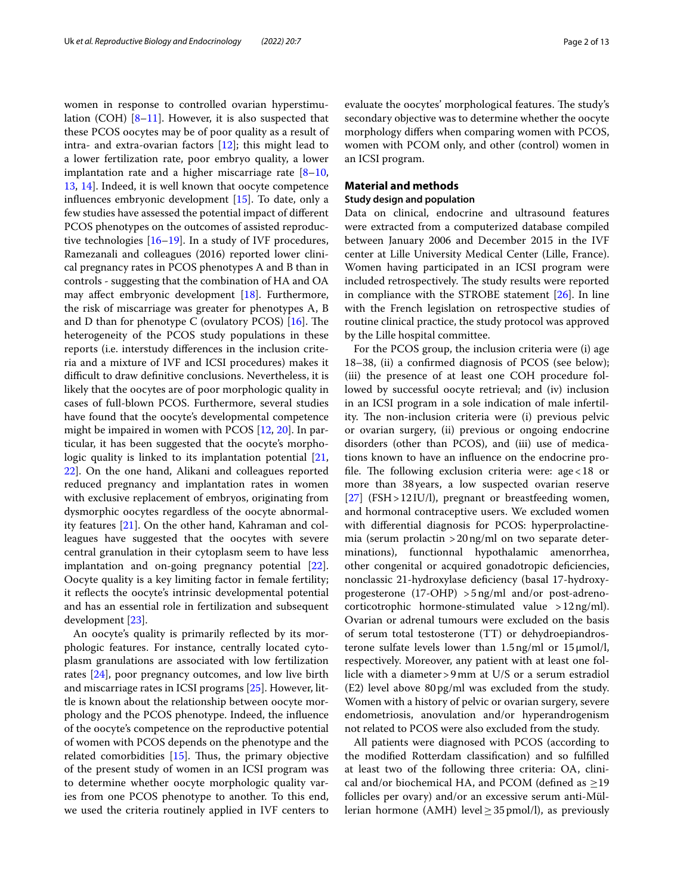women in response to controlled ovarian hyperstimulation (COH) [8–11]. However, it is also suspected that these PCOS oocytes may be of poor quality as a result of intra- and extra-ovarian factors [12]; this might lead to a lower fertilization rate, poor embryo quality, a lower implantation rate and a higher miscarriage rate [8–10, 13, 14]. Indeed, it is well known that oocyte competence influences embryonic development [15]. To date, only a few studies have assessed the potential impact of different PCOS phenotypes on the outcomes of assisted reproductive technologies [16–19]. In a study of IVF procedures, Ramezanali and colleagues (2016) reported lower clinical pregnancy rates in PCOS phenotypes A and B than in controls - suggesting that the combination of HA and OA may affect embryonic development [18]. Furthermore, the risk of miscarriage was greater for phenotypes A, B and D than for phenotype C (ovulatory PCOS) [16]. The heterogeneity of the PCOS study populations in these reports (i.e. interstudy differences in the inclusion criteria and a mixture of IVF and ICSI procedures) makes it difficult to draw definitive conclusions. Nevertheless, it is likely that the oocytes are of poor morphologic quality in cases of full-blown PCOS. Furthermore, several studies have found that the oocyte's developmental competence might be impaired in women with PCOS [12, 20]. In particular, it has been suggested that the oocyte's morphologic quality is linked to its implantation potential [21, 22]. On the one hand, Alikani and colleagues reported reduced pregnancy and implantation rates in women with exclusive replacement of embryos, originating from dysmorphic oocytes regardless of the oocyte abnormality features [21]. On the other hand, Kahraman and colleagues have suggested that the oocytes with severe central granulation in their cytoplasm seem to have less implantation and on-going pregnancy potential [22]. Oocyte quality is a key limiting factor in female fertility; it reflects the oocyte's intrinsic developmental potential and has an essential role in fertilization and subsequent development [23].

An oocyte's quality is primarily reflected by its morphologic features. For instance, centrally located cytoplasm granulations are associated with low fertilization rates [24], poor pregnancy outcomes, and low live birth and miscarriage rates in ICSI programs [25]. However, little is known about the relationship between oocyte morphology and the PCOS phenotype. Indeed, the influence of the oocyte's competence on the reproductive potential of women with PCOS depends on the phenotype and the related comorbidities [15]. Thus, the primary objective of the present study of women in an ICSI program was to determine whether oocyte morphologic quality varies from one PCOS phenotype to another. To this end, we used the criteria routinely applied in IVF centers to evaluate the oocytes' morphological features. The study's secondary objective was to determine whether the oocyte morphology differs when comparing women with PCOS, women with PCOM only, and other (control) women in an ICSI program.

## Material and methods

### Study design and population

Data on clinical, endocrine and ultrasound features were extracted from a computerized database compiled between January 2006 and December 2015 in the IVF center at Lille University Medical Center (Lille, France). Women having participated in an ICSI program were included retrospectively. The study results were reported in compliance with the STROBE statement [26]. In line with the French legislation on retrospective studies of routine clinical practice, the study protocol was approved by the Lille hospital committee.

For the PCOS group, the inclusion criteria were (i) age 18–38, (ii) a confirmed diagnosis of PCOS (see below); (iii) the presence of at least one COH procedure followed by successful oocyte retrieval; and (iv) inclusion in an ICSI program in a sole indication of male infertility. The non-inclusion criteria were (i) previous pelvic or ovarian surgery, (ii) previous or ongoing endocrine disorders (other than PCOS), and (iii) use of medications known to have an influence on the endocrine profile. The following exclusion criteria were: age < 18 or more than 38 years, a low suspected ovarian reserve [27] (FSH > 12 IU/l), pregnant or breastfeeding women, and hormonal contraceptive users. We excluded women with differential diagnosis for PCOS: hyperprolactinemia (serum prolactin > 20 ng/ml on two separate determinations), functionnal hypothalamic amenorrhea, other congenital or acquired gonadotropic deficiencies, nonclassic 21-hydroxylase deficiency (basal 17-hydroxyprogesterone (17-OHP) > 5 ng/ml and/or post-adrenocorticotrophic hormone-stimulated value > 12 ng/ml). Ovarian or adrenal tumours were excluded on the basis of serum total testosterone (TT) or dehydroepiandrosterone sulfate levels lower than 1.5 ng/ml or 15 µmol/l, respectively. Moreover, any patient with at least one follicle with a diameter > 9 mm at U/S or a serum estradiol (E2) level above 80 pg/ml was excluded from the study. Women with a history of pelvic or ovarian surgery, severe endometriosis, anovulation and/or hyperandrogenism not related to PCOS were also excluded from the study.

All patients were diagnosed with PCOS (according to the modified Rotterdam classification) and so fulfilled at least two of the following three criteria: OA, clinical and/or biochemical HA, and PCOM (defined as ≥19 follicles per ovary) and/or an excessive serum anti-Müllerian hormone (AMH) level ≥ 35 pmol/l), as previously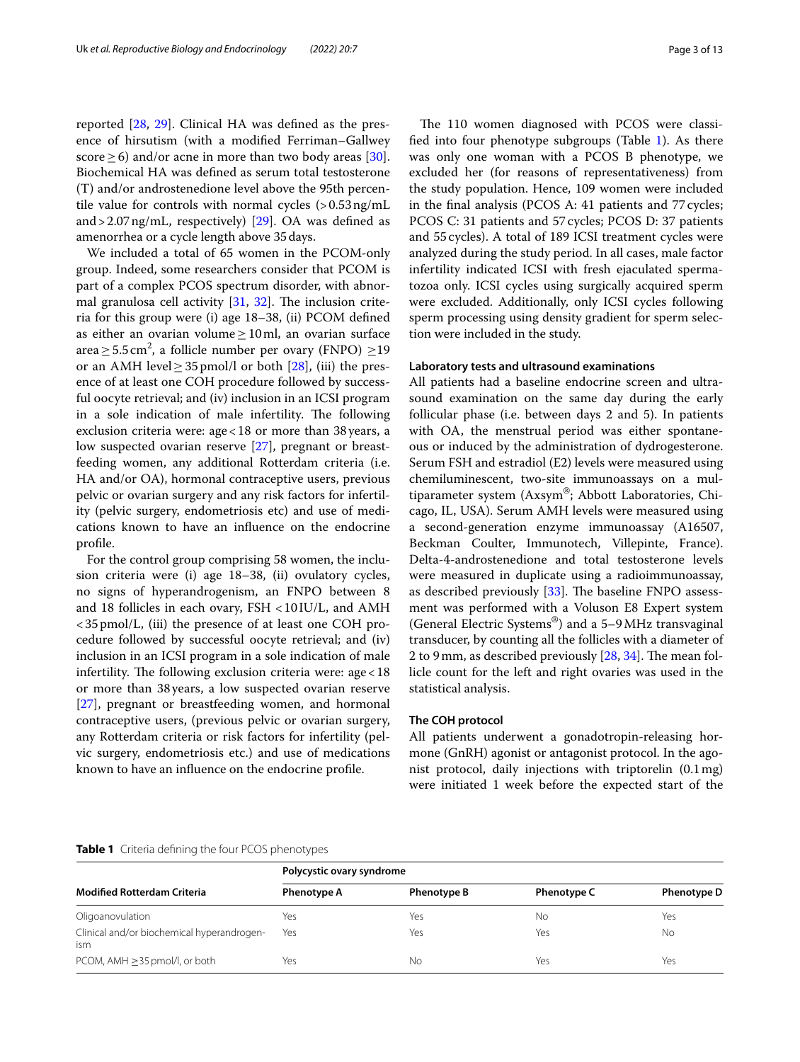reported [28, 29]. Clinical HA was defined as the presence of hirsutism (with a modified Ferriman–Gallwey score ≥ 6) and/or acne in more than two body areas [30]. Biochemical HA was defined as serum total testosterone (T) and/or androstenedione level above the 95th percentile value for controls with normal cycles (> 0.53 ng/mL and > 2.07 ng/mL, respectively) [29]. OA was defined as amenorrhea or a cycle length above 35 days.

We included a total of 65 women in the PCOM-only group. Indeed, some researchers consider that PCOM is part of a complex PCOS spectrum disorder, with abnormal granulosa cell activity [31, 32]. The inclusion criteria for this group were (i) age 18–38, (ii) PCOM defined as either an ovarian volume ≥ 10 ml, an ovarian surface area ≥ 5.5 $cm^2$, a follicle number per ovary (FNPO) ≥19 or an AMH level ≥ 35 pmol/l or both [28], (iii) the presence of at least one COH procedure followed by successful oocyte retrieval; and (iv) inclusion in an ICSI program in a sole indication of male infertility. The following exclusion criteria were: age < 18 or more than 38 years, a low suspected ovarian reserve [27], pregnant or breastfeeding women, any additional Rotterdam criteria (i.e. HA and/or OA), hormonal contraceptive users, previous pelvic or ovarian surgery and any risk factors for infertility (pelvic surgery, endometriosis etc) and use of medications known to have an influence on the endocrine profile.

For the control group comprising 58 women, the inclusion criteria were (i) age 18–38, (ii) ovulatory cycles, no signs of hyperandrogenism, an FNPO between 8 and 18 follicles in each ovary, FSH < 10 IU/L, and AMH < 35 pmol/L, (iii) the presence of at least one COH procedure followed by successful oocyte retrieval; and (iv) inclusion in an ICSI program in a sole indication of male infertility. The following exclusion criteria were: age < 18 or more than 38 years, a low suspected ovarian reserve [27], pregnant or breastfeeding women, and hormonal contraceptive users, (previous pelvic or ovarian surgery, any Rotterdam criteria or risk factors for infertility (pelvic surgery, endometriosis etc.) and use of medications known to have an influence on the endocrine profile.

The 110 women diagnosed with PCOS were classified into four phenotype subgroups (Table 1). As there was only one woman with a PCOS B phenotype, we excluded her (for reasons of representativeness) from the study population. Hence, 109 women were included in the final analysis (PCOS A: 41 patients and 77 cycles; PCOS C: 31 patients and 57 cycles; PCOS D: 37 patients and 55 cycles). A total of 189 ICSI treatment cycles were analyzed during the study period. In all cases, male factor infertility indicated ICSI with fresh ejaculated spermatozoa only. ICSI cycles using surgically acquired sperm were excluded. Additionally, only ICSI cycles following sperm processing using density gradient for sperm selection were included in the study.

#### Laboratory tests and ultrasound examinations

All patients had a baseline endocrine screen and ultrasound examination on the same day during the early follicular phase (i.e. between days 2 and 5). In patients with OA, the menstrual period was either spontaneous or induced by the administration of dydrogesterone. Serum FSH and estradiol (E2) levels were measured using chemiluminescent, two-site immunoassays on a multiparameter system (Axsym®; Abbott Laboratories, Chicago, IL, USA). Serum AMH levels were measured using a second-generation enzyme immunoassay (A16507, Beckman Coulter, Immunotech, Villepinte, France). Delta-4-androstenedione and total testosterone levels were measured in duplicate using a radioimmunoassay, as described previously [33]. The baseline FNPO assessment was performed with a Voluson E8 Expert system (General Electric Systems®) and a 5–9 MHz transvaginal transducer, by counting all the follicles with a diameter of 2 to 9 mm, as described previously [28, 34]. The mean follicle count for the left and right ovaries was used in the statistical analysis.

#### The COH protocol

All patients underwent a gonadotropin-releasing hormone (GnRH) agonist or antagonist protocol. In the agonist protocol, daily injections with triptorelin (0.1 mg) were initiated 1 week before the expected start of the

**Table 1** Criteria defining the four PCOS phenotypes

| | Polycystic ovary syndrome | | | |
|---|---|---|---|---|
| **Modified Rotterdam Criteria** | **Phenotype A** | **Phenotype B** | **Phenotype C** | **Phenotype D** |
| Oligoanovulation | Yes | Yes | No | Yes |
| Clinical and/or biochemical hyperandrogenism | Yes | Yes | Yes | No |
| PCOM, AMH ≥35 pmol/l, or both | Yes | No | Yes | Yes |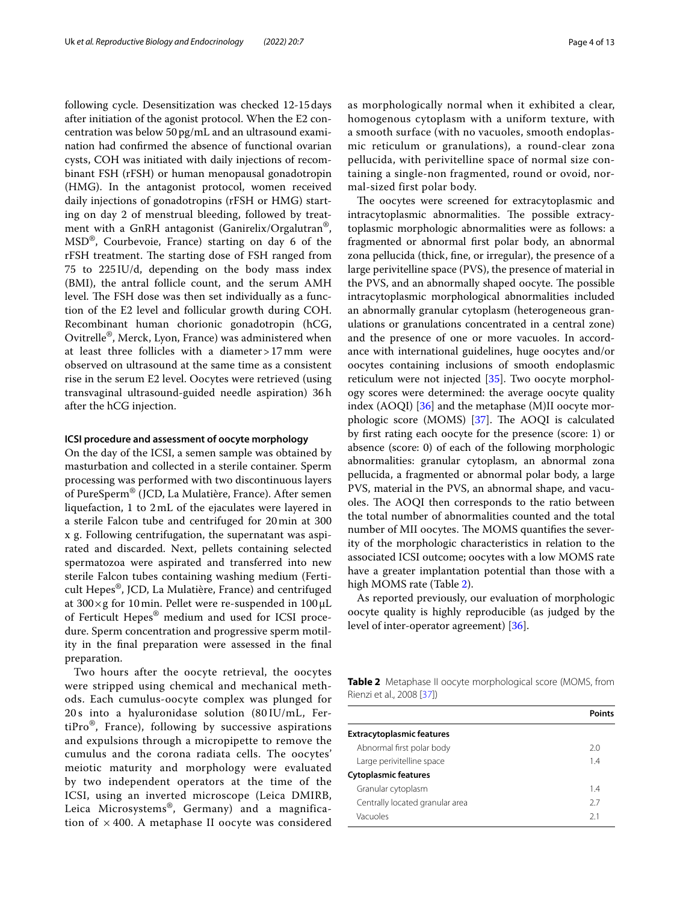following cycle. Desensitization was checked 12-15 days after initiation of the agonist protocol. When the E2 concentration was below 50 pg/mL and an ultrasound examination had confirmed the absence of functional ovarian cysts, COH was initiated with daily injections of recombinant FSH (rFSH) or human menopausal gonadotropin (HMG). In the antagonist protocol, women received daily injections of gonadotropins (rFSH or HMG) starting on day 2 of menstrual bleeding, followed by treatment with a GnRH antagonist (Ganirelix/Orgalutran®, MSD®, Courbevoie, France) starting on day 6 of the rFSH treatment. The starting dose of FSH ranged from 75 to 225 IU/d, depending on the body mass index (BMI), the antral follicle count, and the serum AMH level. The FSH dose was then set individually as a function of the E2 level and follicular growth during COH. Recombinant human chorionic gonadotropin (hCG, Ovitrelle®, Merck, Lyon, France) was administered when at least three follicles with a diameter > 17 mm were observed on ultrasound at the same time as a consistent rise in the serum E2 level. Oocytes were retrieved (using transvaginal ultrasound-guided needle aspiration) 36 h after the hCG injection.

### ICSI procedure and assessment of oocyte morphology

On the day of the ICSI, a semen sample was obtained by masturbation and collected in a sterile container. Sperm processing was performed with two discontinuous layers of PureSperm® (JCD, La Mulatière, France). After semen liquefaction, 1 to 2 mL of the ejaculates were layered in a sterile Falcon tube and centrifuged for 20 min at 300 x g. Following centrifugation, the supernatant was aspirated and discarded. Next, pellets containing selected spermatozoa were aspirated and transferred into new sterile Falcon tubes containing washing medium (Ferticult Hepes®, JCD, La Mulatière, France) and centrifuged at 300×g for 10 min. Pellet were re-suspended in 100 μL of Ferticult Hepes® medium and used for ICSI procedure. Sperm concentration and progressive sperm motility in the final preparation were assessed in the final preparation.

Two hours after the oocyte retrieval, the oocytes were stripped using chemical and mechanical methods. Each cumulus-oocyte complex was plunged for 20 s into a hyaluronidase solution (80 IU/mL, FertiPro®, France), following by successive aspirations and expulsions through a micropipette to remove the cumulus and the corona radiata cells. The oocytes' meiotic maturity and morphology were evaluated by two independent operators at the time of the ICSI, using an inverted microscope (Leica DMIRB, Leica Microsystems®, Germany) and a magnification of × 400. A metaphase II oocyte was considered as morphologically normal when it exhibited a clear, homogenous cytoplasm with a uniform texture, with a smooth surface (with no vacuoles, smooth endoplasmic reticulum or granulations), a round-clear zona pellucida, with perivitelline space of normal size containing a single-non fragmented, round or ovoid, normal-sized first polar body.

The oocytes were screened for extracytoplasmic and intracytoplasmic abnormalities. The possible extracytoplasmic morphologic abnormalities were as follows: a fragmented or abnormal first polar body, an abnormal zona pellucida (thick, fine, or irregular), the presence of a large perivitelline space (PVS), the presence of material in the PVS, and an abnormally shaped oocyte. The possible intracytoplasmic morphological abnormalities included an abnormally granular cytoplasm (heterogeneous granulations or granulations concentrated in a central zone) and the presence of one or more vacuoles. In accordance with international guidelines, huge oocytes and/or oocytes containing inclusions of smooth endoplasmic reticulum were not injected [35]. Two oocyte morphology scores were determined: the average oocyte quality index (AOQI) [36] and the metaphase (M)II oocyte morphologic score (MOMS) [37]. The AOQI is calculated by first rating each oocyte for the presence (score: 1) or absence (score: 0) of each of the following morphologic abnormalities: granular cytoplasm, an abnormal zona pellucida, a fragmented or abnormal polar body, a large PVS, material in the PVS, an abnormal shape, and vacuoles. The AOQI then corresponds to the ratio between the total number of abnormalities counted and the total number of MII oocytes. The MOMS quantifies the severity of the morphologic characteristics in relation to the associated ICSI outcome; oocytes with a low MOMS rate have a greater implantation potential than those with a high MOMS rate (Table 2).

As reported previously, our evaluation of morphologic oocyte quality is highly reproducible (as judged by the level of inter-operator agreement) [36].

**Table 2** Metaphase II oocyte morphological score (MOMS, from Rienzi et al., 2008 [37])

| | Points |
|---|---|
| **Extracytoplasmic features** | |
| Abnormal first polar body | 2.0 |
| Large perivitelline space | 1.4 |
| **Cytoplasmic features** | |
| Granular cytoplasm | 1.4 |
| Centrally located granular area | 2.7 |
| Vacuoles | 2.1 |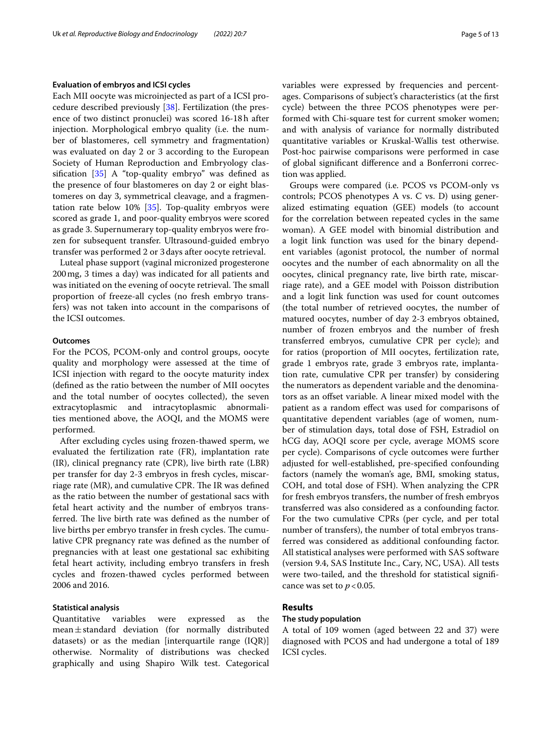### Evaluation of embryos and ICSI cycles

Each MII oocyte was microinjected as part of a ICSI procedure described previously [38]. Fertilization (the presence of two distinct pronuclei) was scored 16-18 h after injection. Morphological embryo quality (i.e. the number of blastomeres, cell symmetry and fragmentation) was evaluated on day 2 or 3 according to the European Society of Human Reproduction and Embryology classification [35] A "top-quality embryo" was defined as the presence of four blastomeres on day 2 or eight blastomeres on day 3, symmetrical cleavage, and a fragmentation rate below 10% [35]. Top-quality embryos were scored as grade 1, and poor-quality embryos were scored as grade 3. Supernumerary top-quality embryos were frozen for subsequent transfer. Ultrasound-guided embryo transfer was performed 2 or 3 days after oocyte retrieval.

Luteal phase support (vaginal micronized progesterone 200 mg, 3 times a day) was indicated for all patients and was initiated on the evening of oocyte retrieval. The small proportion of freeze-all cycles (no fresh embryo transfers) was not taken into account in the comparisons of the ICSI outcomes.

### Outcomes

For the PCOS, PCOM-only and control groups, oocyte quality and morphology were assessed at the time of ICSI injection with regard to the oocyte maturity index (defined as the ratio between the number of MII oocytes and the total number of oocytes collected), the seven extracytoplasmic and intracytoplasmic abnormalities mentioned above, the AOQI, and the MOMS were performed.

After excluding cycles using frozen-thawed sperm, we evaluated the fertilization rate (FR), implantation rate (IR), clinical pregnancy rate (CPR), live birth rate (LBR) per transfer for day 2-3 embryos in fresh cycles, miscarriage rate (MR), and cumulative CPR. The IR was defined as the ratio between the number of gestational sacs with fetal heart activity and the number of embryos transferred. The live birth rate was defined as the number of live births per embryo transfer in fresh cycles. The cumulative CPR pregnancy rate was defined as the number of pregnancies with at least one gestational sac exhibiting fetal heart activity, including embryo transfers in fresh cycles and frozen-thawed cycles performed between 2006 and 2016.

### Statistical analysis

Quantitative variables were expressed as the mean ± standard deviation (for normally distributed datasets) or as the median [interquartile range (IQR)] otherwise. Normality of distributions was checked graphically and using Shapiro Wilk test. Categorical variables were expressed by frequencies and percentages. Comparisons of subject's characteristics (at the first cycle) between the three PCOS phenotypes were performed with Chi-square test for current smoker women; and with analysis of variance for normally distributed quantitative variables or Kruskal-Wallis test otherwise. Post-hoc pairwise comparisons were performed in case of global significant difference and a Bonferroni correction was applied.

Groups were compared (i.e. PCOS vs PCOM-only vs controls; PCOS phenotypes A vs. C vs. D) using generalized estimating equation (GEE) models (to account for the correlation between repeated cycles in the same woman). A GEE model with binomial distribution and a logit link function was used for the binary dependent variables (agonist protocol, the number of normal oocytes and the number of each abnormality on all the oocytes, clinical pregnancy rate, live birth rate, miscarriage rate), and a GEE model with Poisson distribution and a logit link function was used for count outcomes (the total number of retrieved oocytes, the number of matured oocytes, number of day 2-3 embryos obtained, number of frozen embryos and the number of fresh transferred embryos, cumulative CPR per cycle); and for ratios (proportion of MII oocytes, fertilization rate, grade 1 embryos rate, grade 3 embryos rate, implantation rate, cumulative CPR per transfer) by considering the numerators as dependent variable and the denominators as an offset variable. A linear mixed model with the patient as a random effect was used for comparisons of quantitative dependent variables (age of women, number of stimulation days, total dose of FSH, Estradiol on hCG day, AOQI score per cycle, average MOMS score per cycle). Comparisons of cycle outcomes were further adjusted for well-established, pre-specified confounding factors (namely the woman's age, BMI, smoking status, COH, and total dose of FSH). When analyzing the CPR for fresh embryos transfers, the number of fresh embryos transferred was also considered as a confounding factor. For the two cumulative CPRs (per cycle, and per total number of transfers), the number of total embryos transferred was considered as additional confounding factor. All statistical analyses were performed with SAS software (version 9.4, SAS Institute Inc., Cary, NC, USA). All tests were two-tailed, and the threshold for statistical significance was set to $p < 0.05$.

## Results

### The study population

A total of 109 women (aged between 22 and 37) were diagnosed with PCOS and had undergone a total of 189 ICSI cycles.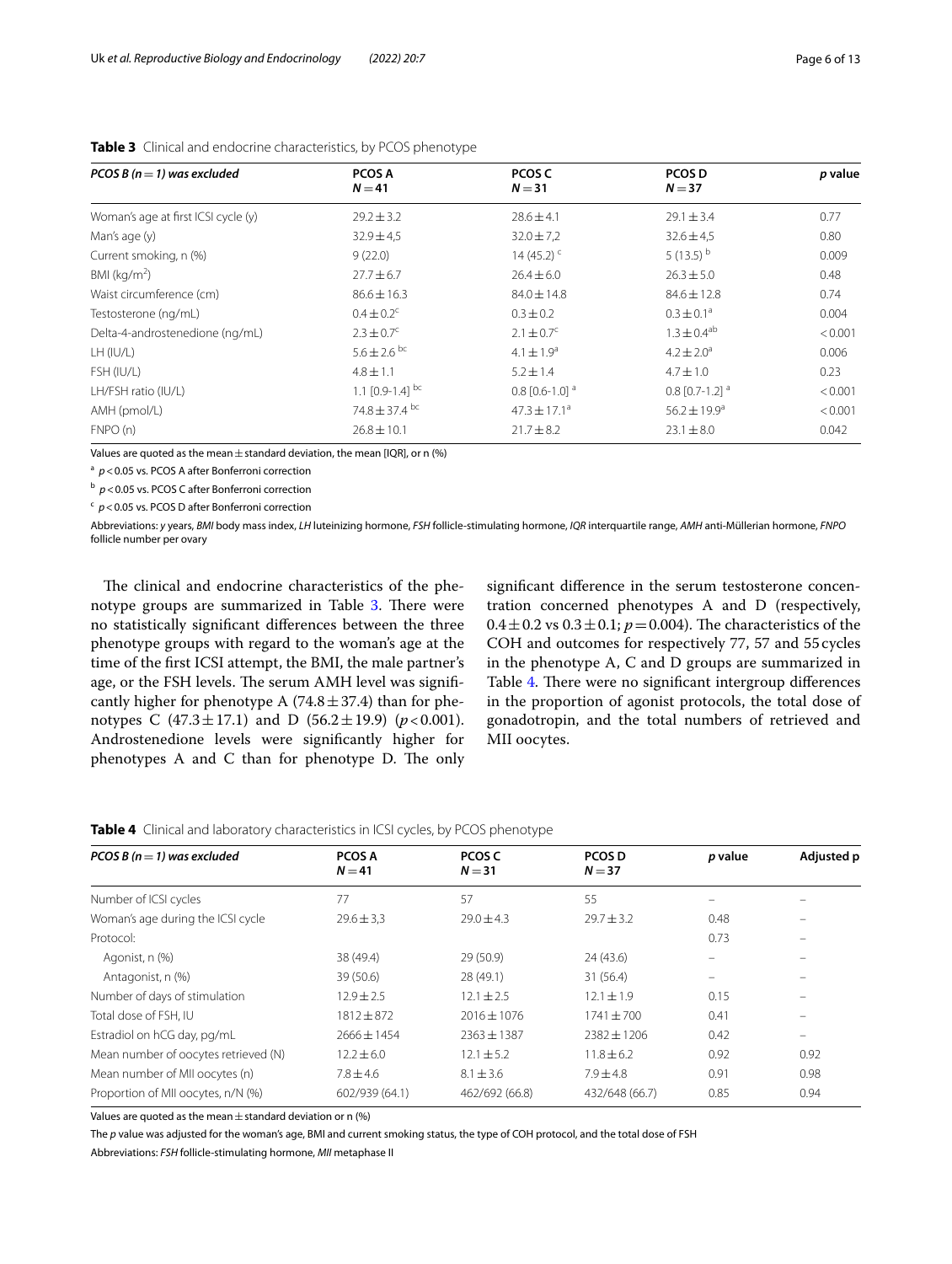**Table 3** Clinical and endocrine characteristics, by PCOS phenotype

| *PCOS B (n = 1) was excluded* | **PCOS A N = 41** | **PCOS C N = 31** | **PCOS D N = 37** | ***p* value** |
|---|---|---|---|---|
| Woman's age at first ICSI cycle (y) | 29.2 ± 3.2 | 28.6 ± 4.1 | 29.1 ± 3.4 | 0.77 |
| Man's age (y) | 32.9 ± 4,5 | 32.0 ± 7,2 | 32.6 ± 4,5 | 0.80 |
| Current smoking, n (%) | 9 (22.0) | 14 (45.2) [c] | 5 (13.5) [b] | 0.009 |
| BMI (kg/m$^2$) | 27.7 ± 6.7 | 26.4 ± 6.0 | 26.3 ± 5.0 | 0.48 |
| Waist circumference (cm) | 86.6 ± 16.3 | 84.0 ± 14.8 | 84.6 ± 12.8 | 0.74 |
| Testosterone (ng/mL) | 0.4 ± 0.2[c] | 0.3 ± 0.2 | 0.3 ± 0.1[a] | 0.004 |
| Delta-4-androstenedione (ng/mL) | 2.3 ± 0.7[c] | 2.1 ± 0.7[c] | 1.3 ± 0.4[ab] | < 0.001 |
| LH (IU/L) | 5.6 ± 2.6 [bc] | 4.1 ± 1.9[a] | 4.2 ± 2.0[a] | 0.006 |
| FSH (IU/L) | 4.8 ± 1.1 | 5.2 ± 1.4 | 4.7 ± 1.0 | 0.23 |
| LH/FSH ratio (IU/L) | 1.1 [0.9-1.4] [bc] | 0.8 [0.6-1.0] [a] | 0.8 [0.7-1.2] [a] | < 0.001 |
| AMH (pmol/L) | 74.8 ± 37.4 [bc] | 47.3 ± 17.1[a] | 56.2 ± 19.9[a] | < 0.001 |
| FNPO (n) | 26.8 ± 10.1 | 21.7 ± 8.2 | 23.1 ± 8.0 | 0.042 |

Values are quoted as the mean ± standard deviation, the mean [IQR], or n (%)

[a] $p < 0.05$ vs. PCOS A after Bonferroni correction

[b] $p < 0.05$ vs. PCOS C after Bonferroni correction

[c] $p < 0.05$ vs. PCOS D after Bonferroni correction

Abbreviations: *y* years, *BMI* body mass index, *LH* luteinizing hormone, *FSH* follicle-stimulating hormone, *IQR* interquartile range, *AMH* anti-Müllerian hormone, *FNPO* follicle number per ovary

The clinical and endocrine characteristics of the phenotype groups are summarized in Table 3. There were no statistically significant differences between the three phenotype groups with regard to the woman's age at the time of the first ICSI attempt, the BMI, the male partner's age, or the FSH levels. The serum AMH level was significantly higher for phenotype A (74.8 ± 37.4) than for phenotypes C (47.3 ± 17.1) and D (56.2 ± 19.9) ($p < 0.001$). Androstenedione levels were significantly higher for phenotypes A and C than for phenotype D. The only significant difference in the serum testosterone concentration concerned phenotypes A and D (respectively, 0.4 ± 0.2 vs 0.3 ± 0.1; $p = 0.004$). The characteristics of the COH and outcomes for respectively 77, 57 and 55 cycles in the phenotype A, C and D groups are summarized in Table 4. There were no significant intergroup differences in the proportion of agonist protocols, the total dose of gonadotropin, and the total numbers of retrieved and MII oocytes.

**Table 4** Clinical and laboratory characteristics in ICSI cycles, by PCOS phenotype

| *PCOS B (n = 1) was excluded* | **PCOS A N = 41** | **PCOS C N = 31** | **PCOS D N = 37** | ***p* value** | **Adjusted p** |
|---|---|---|---|---|---|
| Number of ICSI cycles | 77 | 57 | 55 | – | – |
| Woman's age during the ICSI cycle | 29.6 ± 3,3 | 29.0 ± 4.3 | 29.7 ± 3.2 | 0.48 | – |
| Protocol: | | | | 0.73 | – |
| Agonist, n (%) | 38 (49.4) | 29 (50.9) | 24 (43.6) | – | – |
| Antagonist, n (%) | 39 (50.6) | 28 (49.1) | 31 (56.4) | – | – |
| Number of days of stimulation | 12.9 ± 2.5 | 12.1 ± 2.5 | 12.1 ± 1.9 | 0.15 | – |
| Total dose of FSH, IU | 1812 ± 872 | 2016 ± 1076 | 1741 ± 700 | 0.41 | – |
| Estradiol on hCG day, pg/mL | 2666 ± 1454 | 2363 ± 1387 | 2382 ± 1206 | 0.42 | – |
| Mean number of oocytes retrieved (N) | 12.2 ± 6.0 | 12.1 ± 5.2 | 11.8 ± 6.2 | 0.92 | 0.92 |
| Mean number of MII oocytes (n) | 7.8 ± 4.6 | 8.1 ± 3.6 | 7.9 ± 4.8 | 0.91 | 0.98 |
| Proportion of MII oocytes, n/N (%) | 602/939 (64.1) | 462/692 (66.8) | 432/648 (66.7) | 0.85 | 0.94 |

Values are quoted as the mean ± standard deviation or n (%)

The *p* value was adjusted for the woman's age, BMI and current smoking status, the type of COH protocol, and the total dose of FSH

Abbreviations: *FSH* follicle-stimulating hormone, *MII* metaphase II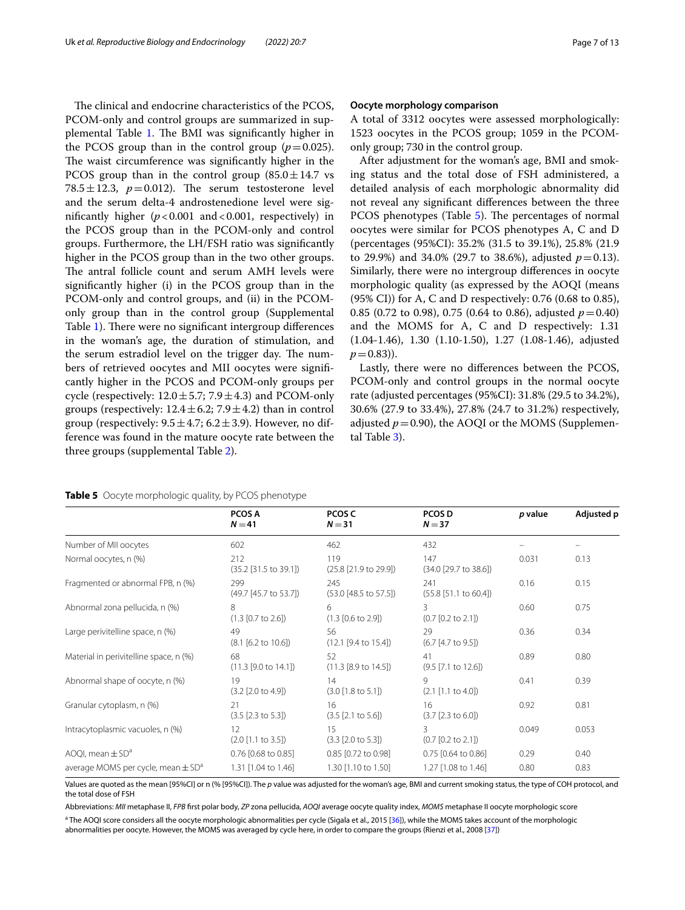The clinical and endocrine characteristics of the PCOS, PCOM-only and control groups are summarized in supplemental Table 1. The BMI was significantly higher in the PCOS group than in the control group ($p = 0.025$). The waist circumference was significantly higher in the PCOS group than in the control group ($85.0 \pm 14.7$ vs $78.5 \pm 12.3$, $p = 0.012$). The serum testosterone level and the serum delta-4 androstenedione level were significantly higher ($p < 0.001$ and $< 0.001$, respectively) in the PCOS group than in the PCOM-only and control groups. Furthermore, the LH/FSH ratio was significantly higher in the PCOS group than in the two other groups. The antral follicle count and serum AMH levels were significantly higher (i) in the PCOS group than in the PCOM-only and control groups, and (ii) in the PCOM-only group than in the control group (Supplemental Table 1). There were no significant intergroup differences in the woman's age, the duration of stimulation, and the serum estradiol level on the trigger day. The numbers of retrieved oocytes and MII oocytes were significantly higher in the PCOS and PCOM-only groups per cycle (respectively: $12.0 \pm 5.7$; $7.9 \pm 4.3$) and PCOM-only groups (respectively: $12.4 \pm 6.2$; $7.9 \pm 4.2$) than in control group (respectively: $9.5 \pm 4.7$; $6.2 \pm 3.9$). However, no difference was found in the mature oocyte rate between the three groups (supplemental Table 2).

### Oocyte morphology comparison

A total of 3312 oocytes were assessed morphologically: 1523 oocytes in the PCOS group; 1059 in the PCOM-only group; 730 in the control group.

After adjustment for the woman's age, BMI and smoking status and the total dose of FSH administered, a detailed analysis of each morphologic abnormality did not reveal any significant differences between the three PCOS phenotypes (Table 5). The percentages of normal oocytes were similar for PCOS phenotypes A, C and D (percentages (95%CI): 35.2% (31.5 to 39.1%), 25.8% (21.9 to 29.9%) and 34.0% (29.7 to 38.6%), adjusted $p = 0.13$). Similarly, there were no intergroup differences in oocyte morphologic quality (as expressed by the AOQI (means (95% CI)) for A, C and D respectively: 0.76 (0.68 to 0.85), 0.85 (0.72 to 0.98), 0.75 (0.64 to 0.86), adjusted $p = 0.40$) and the MOMS for A, C and D respectively: 1.31 (1.04-1.46), 1.30 (1.10-1.50), 1.27 (1.08-1.46), adjusted $p = 0.83$)).

Lastly, there were no differences between the PCOS, PCOM-only and control groups in the normal oocyte rate (adjusted percentages (95%CI): 31.8% (29.5 to 34.2%), 30.6% (27.9 to 33.4%), 27.8% (24.7 to 31.2%) respectively, adjusted $p = 0.90$), the AOQI or the MOMS (Supplemental Table 3).

**Table 5** Oocyte morphologic quality, by PCOS phenotype

| | PCOS A $N = 41$ | PCOS C $N = 31$ | PCOS D $N = 37$ | *p* value | Adjusted p |
|---|---|---|---|---|---|
| Number of MII oocytes | 602 | 462 | 432 | – | – |
| Normal oocytes, n (%) | 212 (35.2 [31.5 to 39.1]) | 119 (25.8 [21.9 to 29.9]) | 147 (34.0 [29.7 to 38.6]) | 0.031 | 0.13 |
| Fragmented or abnormal FPB, n (%) | 299 (49.7 [45.7 to 53.7]) | 245 (53.0 [48.5 to 57.5]) | 241 (55.8 [51.1 to 60.4]) | 0.16 | 0.15 |
| Abnormal zona pellucida, n (%) | 8 (1.3 [0.7 to 2.6]) | 6 (1.3 [0.6 to 2.9]) | 3 (0.7 [0.2 to 2.1]) | 0.60 | 0.75 |
| Large perivitelline space, n (%) | 49 (8.1 [6.2 to 10.6]) | 56 (12.1 [9.4 to 15.4]) | 29 (6.7 [4.7 to 9.5]) | 0.36 | 0.34 |
| Material in perivitelline space, n (%) | 68 (11.3 [9.0 to 14.1]) | 52 (11.3 [8.9 to 14.5]) | 41 (9.5 [7.1 to 12.6]) | 0.89 | 0.80 |
| Abnormal shape of oocyte, n (%) | 19 (3.2 [2.0 to 4.9]) | 14 (3.0 [1.8 to 5.1]) | 9 (2.1 [1.1 to 4.0]) | 0.41 | 0.39 |
| Granular cytoplasm, n (%) | 21 (3.5 [2.3 to 5.3]) | 16 (3.5 [2.1 to 5.6]) | 16 (3.7 [2.3 to 6.0]) | 0.92 | 0.81 |
| Intracytoplasmic vacuoles, n (%) | 12 (2.0 [1.1 to 3.5]) | 15 (3.3 [2.0 to 5.3]) | 3 (0.7 [0.2 to 2.1]) | 0.049 | 0.053 |
| AOQI, mean ± SD[a] | 0.76 [0.68 to 0.85] | 0.85 [0.72 to 0.98] | 0.75 [0.64 to 0.86] | 0.29 | 0.40 |
| average MOMS per cycle, mean ± SD[a] | 1.31 [1.04 to 1.46] | 1.30 [1.10 to 1.50] | 1.27 [1.08 to 1.46] | 0.80 | 0.83 |

Values are quoted as the mean [95%CI] or n (% [95%CI]). The *p* value was adjusted for the woman's age, BMI and current smoking status, the type of COH protocol, and the total dose of FSH

Abbreviations: *MII* metaphase II, *FPB* first polar body, *ZP* zona pellucida, *AOQI* average oocyte quality index, *MOMS* metaphase II oocyte morphologic score

[a] The AOQI score considers all the oocyte morphologic abnormalities per cycle (Sigala et al., 2015 [36]), while the MOMS takes account of the morphologic abnormalities per oocyte. However, the MOMS was averaged by cycle here, in order to compare the groups (Rienzi et al., 2008 [37])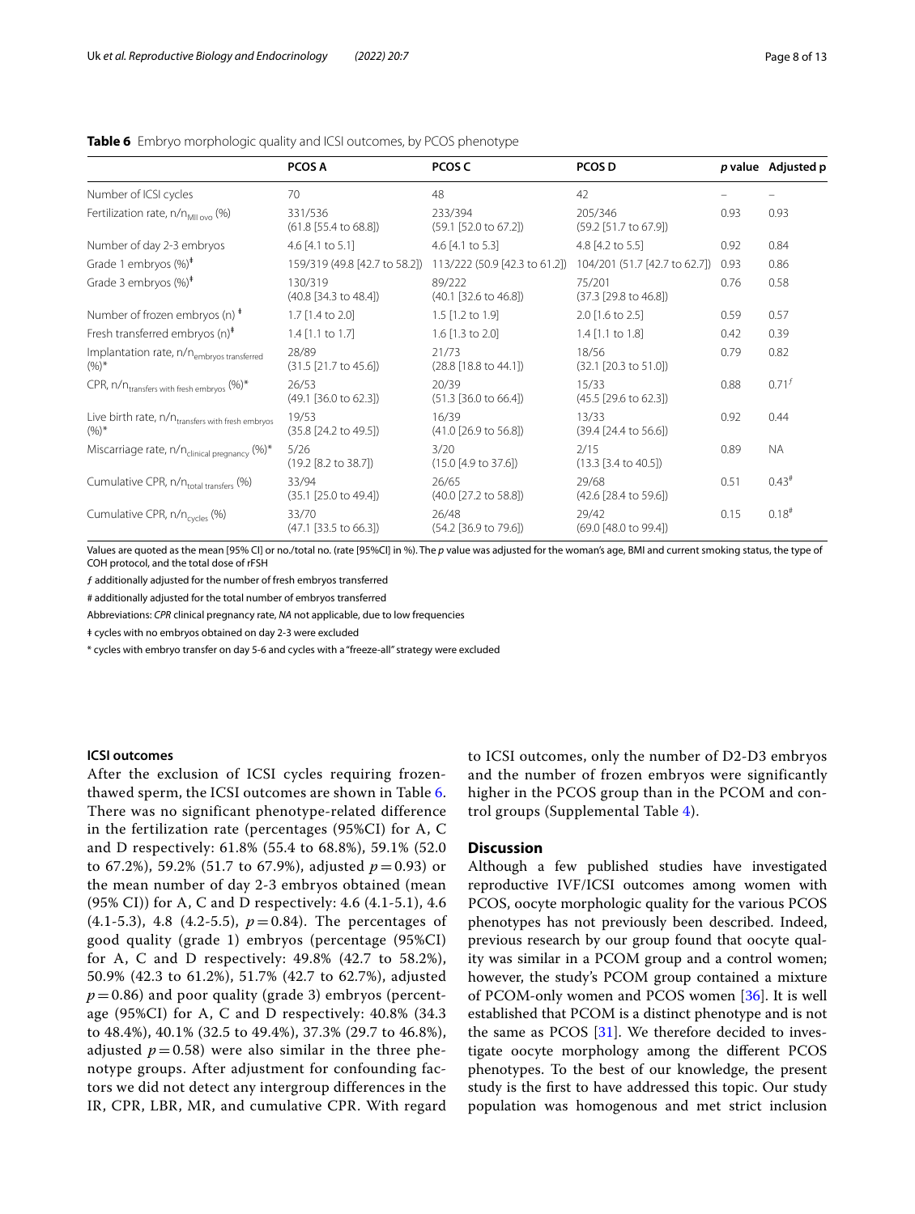**Table 6** Embryo morphologic quality and ICSI outcomes, by PCOS phenotype

| | PCOS A | PCOS C | PCOS D | *p* value | Adjusted p |
|---|---|---|---|---|---|
| Number of ICSI cycles | 70 | 48 | 42 | – | – |
| Fertilization rate, n/$n_{MII\ ovo}$ (%) | 331/536 (61.8 [55.4 to 68.8]) | 233/394 (59.1 [52.0 to 67.2]) | 205/346 (59.2 [51.7 to 67.9]) | 0.93 | 0.93 |
| Number of day 2-3 embryos | 4.6 [4.1 to 5.1] | 4.6 [4.1 to 5.3] | 4.8 [4.2 to 5.5] | 0.92 | 0.84 |
| Grade 1 embryos (%)[ǂ] | 159/319 (49.8 [42.7 to 58.2]) | 113/222 (50.9 [42.3 to 61.2]) | 104/201 (51.7 [42.7 to 62.7]) | 0.93 | 0.86 |
| Grade 3 embryos (%)[ǂ] | 130/319 (40.8 [34.3 to 48.4]) | 89/222 (40.1 [32.6 to 46.8]) | 75/201 (37.3 [29.8 to 46.8]) | 0.76 | 0.58 |
| Number of frozen embryos (n) [ǂ] | 1.7 [1.4 to 2.0] | 1.5 [1.2 to 1.9] | 2.0 [1.6 to 2.5] | 0.59 | 0.57 |
| Fresh transferred embryos (n)[ǂ] | 1.4 [1.1 to 1.7] | 1.6 [1.3 to 2.0] | 1.4 [1.1 to 1.8] | 0.42 | 0.39 |
| Implantation rate, n/$n_{embryos\ transferred}$ (%)* | 28/89 (31.5 [21.7 to 45.6]) | 21/73 (28.8 [18.8 to 44.1]) | 18/56 (32.1 [20.3 to 51.0]) | 0.79 | 0.82 |
| CPR, n/$n_{transfers\ with\ fresh\ embryos}$ (%)* | 26/53 (49.1 [36.0 to 62.3]) | 20/39 (51.3 [36.0 to 66.4]) | 15/33 (45.5 [29.6 to 62.3]) | 0.88 | 0.71[ƒ] |
| Live birth rate, n/$n_{transfers\ with\ fresh\ embryos}$ (%)* | 19/53 (35.8 [24.2 to 49.5]) | 16/39 (41.0 [26.9 to 56.8]) | 13/33 (39.4 [24.4 to 56.6]) | 0.92 | 0.44 |
| Miscarriage rate, n/$n_{clinical\ pregnancy}$ (%)* | 5/26 (19.2 [8.2 to 38.7]) | 3/20 (15.0 [4.9 to 37.6]) | 2/15 (13.3 [3.4 to 40.5]) | 0.89 | NA |
| Cumulative CPR, n/$n_{total\ transfers}$ (%) | 33/94 (35.1 [25.0 to 49.4]) | 26/65 (40.0 [27.2 to 58.8]) | 29/68 (42.6 [28.4 to 59.6]) | 0.51 | 0.43[#] |
| Cumulative CPR, n/$n_{cycles}$ (%) | 33/70 (47.1 [33.5 to 66.3]) | 26/48 (54.2 [36.9 to 79.6]) | 29/42 (69.0 [48.0 to 99.4]) | 0.15 | 0.18[#] |

Values are quoted as the mean [95% CI] or no./total no. (rate [95%CI] in %). The *p* value was adjusted for the woman's age, BMI and current smoking status, the type of COH protocol, and the total dose of rFSH

ƒ additionally adjusted for the number of fresh embryos transferred

# additionally adjusted for the total number of embryos transferred

Abbreviations: *CPR* clinical pregnancy rate, *NA* not applicable, due to low frequencies

ǂ cycles with no embryos obtained on day 2-3 were excluded

* cycles with embryo transfer on day 5-6 and cycles with a "freeze-all" strategy were excluded

### ICSI outcomes

After the exclusion of ICSI cycles requiring frozen-thawed sperm, the ICSI outcomes are shown in Table 6. There was no significant phenotype-related difference in the fertilization rate (percentages (95%CI) for A, C and D respectively: 61.8% (55.4 to 68.8%), 59.1% (52.0 to 67.2%), 59.2% (51.7 to 67.9%), adjusted $p = 0.93$) or the mean number of day 2-3 embryos obtained (mean (95% CI)) for A, C and D respectively: 4.6 (4.1-5.1), 4.6 (4.1-5.3), 4.8 (4.2-5.5), $p = 0.84$). The percentages of good quality (grade 1) embryos (percentage (95%CI) for A, C and D respectively: 49.8% (42.7 to 58.2%), 50.9% (42.3 to 61.2%), 51.7% (42.7 to 62.7%), adjusted $p = 0.86$) and poor quality (grade 3) embryos (percentage (95%CI) for A, C and D respectively: 40.8% (34.3 to 48.4%), 40.1% (32.5 to 49.4%), 37.3% (29.7 to 46.8%), adjusted $p = 0.58$) were also similar in the three phenotype groups. After adjustment for confounding factors we did not detect any intergroup differences in the IR, CPR, LBR, MR, and cumulative CPR. With regard to ICSI outcomes, only the number of D2-D3 embryos and the number of frozen embryos were significantly higher in the PCOS group than in the PCOM and control groups (Supplemental Table 4).

## Discussion

Although a few published studies have investigated reproductive IVF/ICSI outcomes among women with PCOS, oocyte morphologic quality for the various PCOS phenotypes has not previously been described. Indeed, previous research by our group found that oocyte quality was similar in a PCOM group and a control women; however, the study's PCOM group contained a mixture of PCOM-only women and PCOS women [36]. It is well established that PCOM is a distinct phenotype and is not the same as PCOS [31]. We therefore decided to investigate oocyte morphology among the different PCOS phenotypes. To the best of our knowledge, the present study is the first to have addressed this topic. Our study population was homogenous and met strict inclusion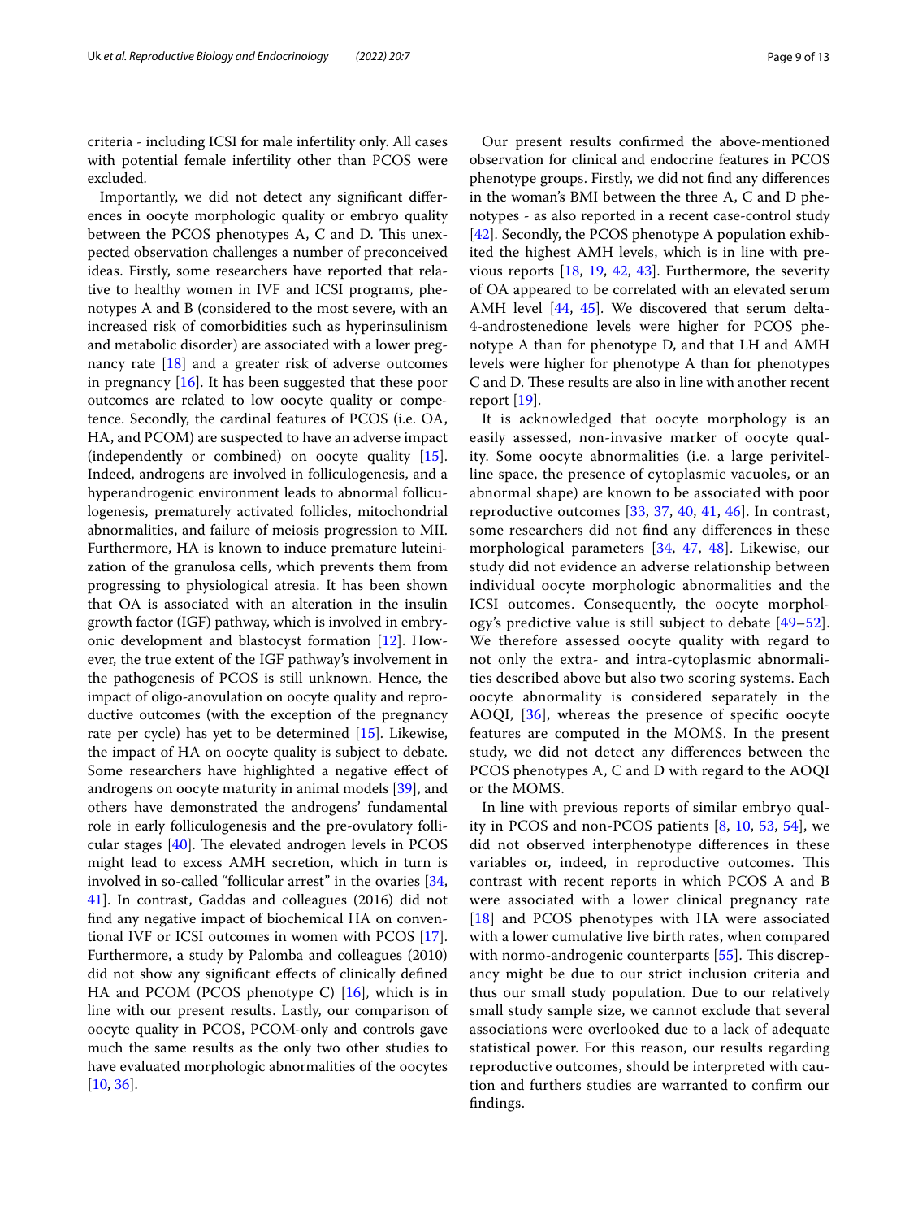criteria - including ICSI for male infertility only. All cases with potential female infertility other than PCOS were excluded.

Importantly, we did not detect any significant differences in oocyte morphologic quality or embryo quality between the PCOS phenotypes A, C and D. This unexpected observation challenges a number of preconceived ideas. Firstly, some researchers have reported that relative to healthy women in IVF and ICSI programs, phenotypes A and B (considered to the most severe, with an increased risk of comorbidities such as hyperinsulinism and metabolic disorder) are associated with a lower pregnancy rate [18] and a greater risk of adverse outcomes in pregnancy [16]. It has been suggested that these poor outcomes are related to low oocyte quality or competence. Secondly, the cardinal features of PCOS (i.e. OA, HA, and PCOM) are suspected to have an adverse impact (independently or combined) on oocyte quality [15]. Indeed, androgens are involved in folliculogenesis, and a hyperandrogenic environment leads to abnormal folliculogenesis, prematurely activated follicles, mitochondrial abnormalities, and failure of meiosis progression to MII. Furthermore, HA is known to induce premature luteinization of the granulosa cells, which prevents them from progressing to physiological atresia. It has been shown that OA is associated with an alteration in the insulin growth factor (IGF) pathway, which is involved in embryonic development and blastocyst formation [12]. However, the true extent of the IGF pathway's involvement in the pathogenesis of PCOS is still unknown. Hence, the impact of oligo-anovulation on oocyte quality and reproductive outcomes (with the exception of the pregnancy rate per cycle) has yet to be determined [15]. Likewise, the impact of HA on oocyte quality is subject to debate. Some researchers have highlighted a negative effect of androgens on oocyte maturity in animal models [39], and others have demonstrated the androgens' fundamental role in early folliculogenesis and the pre-ovulatory follicular stages [40]. The elevated androgen levels in PCOS might lead to excess AMH secretion, which in turn is involved in so-called "follicular arrest" in the ovaries [34, 41]. In contrast, Gaddas and colleagues (2016) did not find any negative impact of biochemical HA on conventional IVF or ICSI outcomes in women with PCOS [17]. Furthermore, a study by Palomba and colleagues (2010) did not show any significant effects of clinically defined HA and PCOM (PCOS phenotype C) [16], which is in line with our present results. Lastly, our comparison of oocyte quality in PCOS, PCOM-only and controls gave much the same results as the only two other studies to have evaluated morphologic abnormalities of the oocytes [10, 36].

Our present results confirmed the above-mentioned observation for clinical and endocrine features in PCOS phenotype groups. Firstly, we did not find any differences in the woman's BMI between the three A, C and D phenotypes - as also reported in a recent case-control study [42]. Secondly, the PCOS phenotype A population exhibited the highest AMH levels, which is in line with previous reports [18, 19, 42, 43]. Furthermore, the severity of OA appeared to be correlated with an elevated serum AMH level [44, 45]. We discovered that serum delta-4-androstenedione levels were higher for PCOS phenotype A than for phenotype D, and that LH and AMH levels were higher for phenotype A than for phenotypes C and D. These results are also in line with another recent report [19].

It is acknowledged that oocyte morphology is an easily assessed, non-invasive marker of oocyte quality. Some oocyte abnormalities (i.e. a large perivitelline space, the presence of cytoplasmic vacuoles, or an abnormal shape) are known to be associated with poor reproductive outcomes [33, 37, 40, 41, 46]. In contrast, some researchers did not find any differences in these morphological parameters [34, 47, 48]. Likewise, our study did not evidence an adverse relationship between individual oocyte morphologic abnormalities and the ICSI outcomes. Consequently, the oocyte morphology's predictive value is still subject to debate [49–52]. We therefore assessed oocyte quality with regard to not only the extra- and intra-cytoplasmic abnormalities described above but also two scoring systems. Each oocyte abnormality is considered separately in the AOQI, [36], whereas the presence of specific oocyte features are computed in the MOMS. In the present study, we did not detect any differences between the PCOS phenotypes A, C and D with regard to the AOQI or the MOMS.

In line with previous reports of similar embryo quality in PCOS and non-PCOS patients [8, 10, 53, 54], we did not observed interphenotype differences in these variables or, indeed, in reproductive outcomes. This contrast with recent reports in which PCOS A and B were associated with a lower clinical pregnancy rate [18] and PCOS phenotypes with HA were associated with a lower cumulative live birth rates, when compared with normo-androgenic counterparts [55]. This discrepancy might be due to our strict inclusion criteria and thus our small study population. Due to our relatively small study sample size, we cannot exclude that several associations were overlooked due to a lack of adequate statistical power. For this reason, our results regarding reproductive outcomes, should be interpreted with caution and furthers studies are warranted to confirm our findings.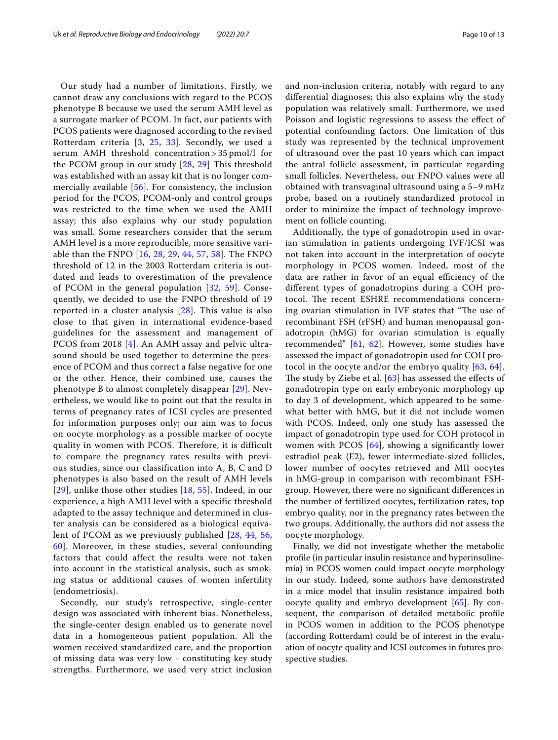Our study had a number of limitations. Firstly, we cannot draw any conclusions with regard to the PCOS phenotype B because we used the serum AMH level as a surrogate marker of PCOM. In fact, our patients with PCOS patients were diagnosed according to the revised Rotterdam criteria [3, 25, 33]. Secondly, we used a serum AMH threshold concentration > 35 pmol/l for the PCOM group in our study [28, 29] This threshold was established with an assay kit that is no longer commercially available [56]. For consistency, the inclusion period for the PCOS, PCOM-only and control groups was restricted to the time when we used the AMH assay; this also explains why our study population was small. Some researchers consider that the serum AMH level is a more reproducible, more sensitive variable than the FNPO [16, 28, 29, 44, 57, 58]. The FNPO threshold of 12 in the 2003 Rotterdam criteria is outdated and leads to overestimation of the prevalence of PCOM in the general population [32, 59]. Consequently, we decided to use the FNPO threshold of 19 reported in a cluster analysis [28]. This value is also close to that given in international evidence-based guidelines for the assessment and management of PCOS from 2018 [4]. An AMH assay and pelvic ultrasound should be used together to determine the presence of PCOM and thus correct a false negative for one or the other. Hence, their combined use, causes the phenotype B to almost completely disappear [29]. Nevertheless, we would like to point out that the results in terms of pregnancy rates of ICSI cycles are presented for information purposes only; our aim was to focus on oocyte morphology as a possible marker of oocyte quality in women with PCOS. Therefore, it is difficult to compare the pregnancy rates results with previous studies, since our classification into A, B, C and D phenotypes is also based on the result of AMH levels [29], unlike those other studies [18, 55]. Indeed, in our experience, a high AMH level with a specific threshold adapted to the assay technique and determined in cluster analysis can be considered as a biological equivalent of PCOM as we previously published [28, 44, 56, 60]. Moreover, in these studies, several confounding factors that could affect the results were not taken into account in the statistical analysis, such as smoking status or additional causes of women infertility (endometriosis).

Secondly, our study's retrospective, single-center design was associated with inherent bias. Nonetheless, the single-center design enabled us to generate novel data in a homogeneous patient population. All the women received standardized care, and the proportion of missing data was very low - constituting key study strengths. Furthermore, we used very strict inclusion and non-inclusion criteria, notably with regard to any differential diagnoses; this also explains why the study population was relatively small. Furthermore, we used Poisson and logistic regressions to assess the effect of potential confounding factors. One limitation of this study was represented by the technical improvement of ultrasound over the past 10 years which can impact the antral follicle assessment, in particular regarding small follicles. Nevertheless, our FNPO values were all obtained with transvaginal ultrasound using a 5–9 mHz probe, based on a routinely standardized protocol in order to minimize the impact of technology improvement on follicle counting.

Additionally, the type of gonadotropin used in ovarian stimulation in patients undergoing IVF/ICSI was not taken into account in the interpretation of oocyte morphology in PCOS women. Indeed, most of the data are rather in favor of an equal efficiency of the different types of gonadotropins during a COH protocol. The recent ESHRE recommendations concerning ovarian stimulation in IVF states that "The use of recombinant FSH (rFSH) and human menopausal gonadotropin (hMG) for ovarian stimulation is equally recommended" [61, 62]. However, some studies have assessed the impact of gonadotropin used for COH protocol in the oocyte and/or the embryo quality [63, 64]. The study by Ziebe et al. [63] has assessed the effects of gonadotropin type on early embryonic morphology up to day 3 of development, which appeared to be somewhat better with hMG, but it did not include women with PCOS. Indeed, only one study has assessed the impact of gonadotropin type used for COH protocol in women with PCOS [64], showing a significantly lower estradiol peak (E2), fewer intermediate-sized follicles, lower number of oocytes retrieved and MII oocytes in hMG-group in comparison with recombinant FSH-group. However, there were no significant differences in the number of fertilized oocytes, fertilization rates, top embryo quality, nor in the pregnancy rates between the two groups. Additionally, the authors did not assess the oocyte morphology.

Finally, we did not investigate whether the metabolic profile (in particular insulin resistance and hyperinsulinemia) in PCOS women could impact oocyte morphology in our study. Indeed, some authors have demonstrated in a mice model that insulin resistance impaired both oocyte quality and embryo development [65]. By consequent, the comparison of detailed metabolic profile in PCOS women in addition to the PCOS phenotype (according Rotterdam) could be of interest in the evaluation of oocyte quality and ICSI outcomes in futures prospective studies.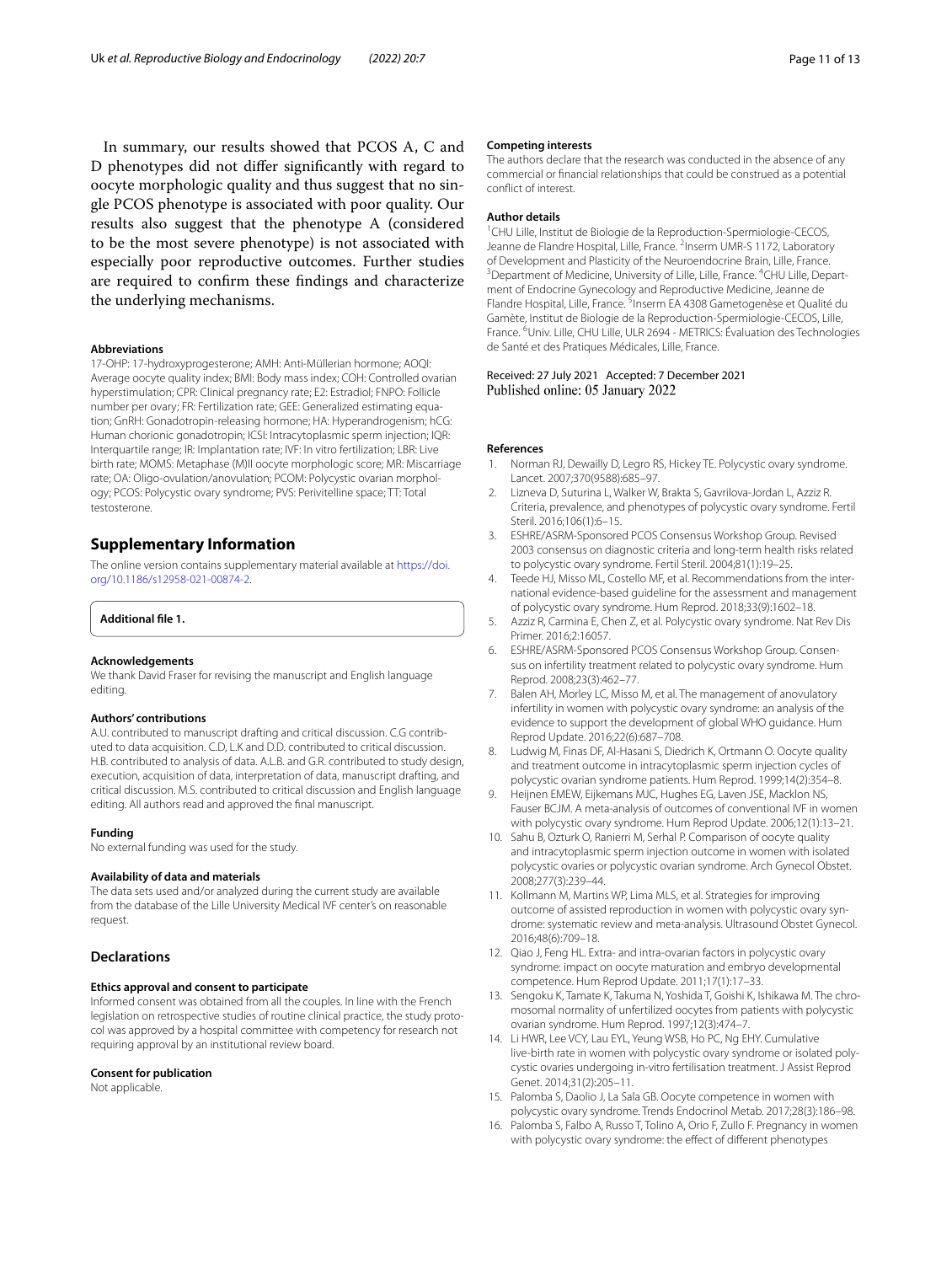In summary, our results showed that PCOS A, C and D phenotypes did not differ significantly with regard to oocyte morphologic quality and thus suggest that no single PCOS phenotype is associated with poor quality. Our results also suggest that the phenotype A (considered to be the most severe phenotype) is not associated with especially poor reproductive outcomes. Further studies are required to confirm these findings and characterize the underlying mechanisms.

#### Abbreviations

17-OHP: 17-hydroxyprogesterone; AMH: Anti-Müllerian hormone; AOQI: Average oocyte quality index; BMI: Body mass index; COH: Controlled ovarian hyperstimulation; CPR: Clinical pregnancy rate; E2: Estradiol; FNPO: Follicle number per ovary; FR: Fertilization rate; GEE: Generalized estimating equation; GnRH: Gonadotropin-releasing hormone; HA: Hyperandrogenism; hCG: Human chorionic gonadotropin; ICSI: Intracytoplasmic sperm injection; IQR: Interquartile range; IR: Implantation rate; IVF: In vitro fertilization; LBR: Live birth rate; MOMS: Metaphase (M)II oocyte morphologic score; MR: Miscarriage rate; OA: Oligo-ovulation/anovulation; PCOM: Polycystic ovarian morphology; PCOS: Polycystic ovary syndrome; PVS: Perivitelline space; TT: Total testosterone.

## Supplementary Information

The online version contains supplementary material available at https://doi.org/10.1186/s12958-021-00874-2.

**Additional file 1.**

#### Acknowledgements

We thank David Fraser for revising the manuscript and English language editing.

#### Authors' contributions

A.U. contributed to manuscript drafting and critical discussion. C.G contributed to data acquisition. C.D, L.K and D.D. contributed to critical discussion. H.B. contributed to analysis of data. A.L.B. and G.R. contributed to study design, execution, acquisition of data, interpretation of data, manuscript drafting, and critical discussion. M.S. contributed to critical discussion and English language editing. All authors read and approved the final manuscript.

#### Funding

No external funding was used for the study.

#### Availability of data and materials

The data sets used and/or analyzed during the current study are available from the database of the Lille University Medical IVF center's on reasonable request.

### Declarations

#### Ethics approval and consent to participate

Informed consent was obtained from all the couples. In line with the French legislation on retrospective studies of routine clinical practice, the study protocol was approved by a hospital committee with competency for research not requiring approval by an institutional review board.

#### Consent for publication

Not applicable.

#### Competing interests

The authors declare that the research was conducted in the absence of any commercial or financial relationships that could be construed as a potential conflict of interest.

#### Author details

[1]CHU Lille, Institut de Biologie de la Reproduction-Spermiologie-CECOS, Jeanne de Flandre Hospital, Lille, France. [2]Inserm UMR-S 1172, Laboratory of Development and Plasticity of the Neuroendocrine Brain, Lille, France. [3]Department of Medicine, University of Lille, Lille, France. [4]CHU Lille, Department of Endocrine Gynecology and Reproductive Medicine, Jeanne de Flandre Hospital, Lille, France. [5]Inserm EA 4308 Gametogenèse et Qualité du Gamète, Institut de Biologie de la Reproduction-Spermiologie-CECOS, Lille, France. [6]Univ. Lille, CHU Lille, ULR 2694 - METRICS: Évaluation des Technologies de Santé et des Pratiques Médicales, Lille, France.

Received: 27 July 2021 Accepted: 7 December 2021
Published online: 05 January 2022

#### References

1. Norman RJ, Dewailly D, Legro RS, Hickey TE. Polycystic ovary syndrome. Lancet. 2007;370(9588):685–97.
2. Lizneva D, Suturina L, Walker W, Brakta S, Gavrilova-Jordan L, Azziz R. Criteria, prevalence, and phenotypes of polycystic ovary syndrome. Fertil Steril. 2016;106(1):6–15.
3. ESHRE/ASRM-Sponsored PCOS Consensus Workshop Group. Revised 2003 consensus on diagnostic criteria and long-term health risks related to polycystic ovary syndrome. Fertil Steril. 2004;81(1):19–25.
4. Teede HJ, Misso ML, Costello MF, et al. Recommendations from the international evidence-based guideline for the assessment and management of polycystic ovary syndrome. Hum Reprod. 2018;33(9):1602–18.
5. Azziz R, Carmina E, Chen Z, et al. Polycystic ovary syndrome. Nat Rev Dis Primer. 2016;2:16057.
6. ESHRE/ASRM-Sponsored PCOS Consensus Workshop Group. Consensus on infertility treatment related to polycystic ovary syndrome. Hum Reprod. 2008;23(3):462–77.
7. Balen AH, Morley LC, Misso M, et al. The management of anovulatory infertility in women with polycystic ovary syndrome: an analysis of the evidence to support the development of global WHO guidance. Hum Reprod Update. 2016;22(6):687–708.
8. Ludwig M, Finas DF, Al-Hasani S, Diedrich K, Ortmann O. Oocyte quality and treatment outcome in intracytoplasmic sperm injection cycles of polycystic ovarian syndrome patients. Hum Reprod. 1999;14(2):354–8.
9. Heijnen EMEW, Eijkemans MJC, Hughes EG, Laven JSE, Macklon NS, Fauser BCJM. A meta-analysis of outcomes of conventional IVF in women with polycystic ovary syndrome. Hum Reprod Update. 2006;12(1):13–21.
10. Sahu B, Ozturk O, Ranierri M, Serhal P. Comparison of oocyte quality and intracytoplasmic sperm injection outcome in women with isolated polycystic ovaries or polycystic ovarian syndrome. Arch Gynecol Obstet. 2008;277(3):239–44.
11. Kollmann M, Martins WP, Lima MLS, et al. Strategies for improving outcome of assisted reproduction in women with polycystic ovary syndrome: systematic review and meta-analysis. Ultrasound Obstet Gynecol. 2016;48(6):709–18.
12. Qiao J, Feng HL. Extra- and intra-ovarian factors in polycystic ovary syndrome: impact on oocyte maturation and embryo developmental competence. Hum Reprod Update. 2011;17(1):17–33.
13. Sengoku K, Tamate K, Takuma N, Yoshida T, Goishi K, Ishikawa M. The chromosomal normality of unfertilized oocytes from patients with polycystic ovarian syndrome. Hum Reprod. 1997;12(3):474–7.
14. Li HWR, Lee VCY, Lau EYL, Yeung WSB, Ho PC, Ng EHY. Cumulative live-birth rate in women with polycystic ovary syndrome or isolated polycystic ovaries undergoing in-vitro fertilisation treatment. J Assist Reprod Genet. 2014;31(2):205–11.
15. Palomba S, Daolio J, La Sala GB. Oocyte competence in women with polycystic ovary syndrome. Trends Endocrinol Metab. 2017;28(3):186–98.
16. Palomba S, Falbo A, Russo T, Tolino A, Orio F, Zullo F. Pregnancy in women with polycystic ovary syndrome: the effect of different phenotypes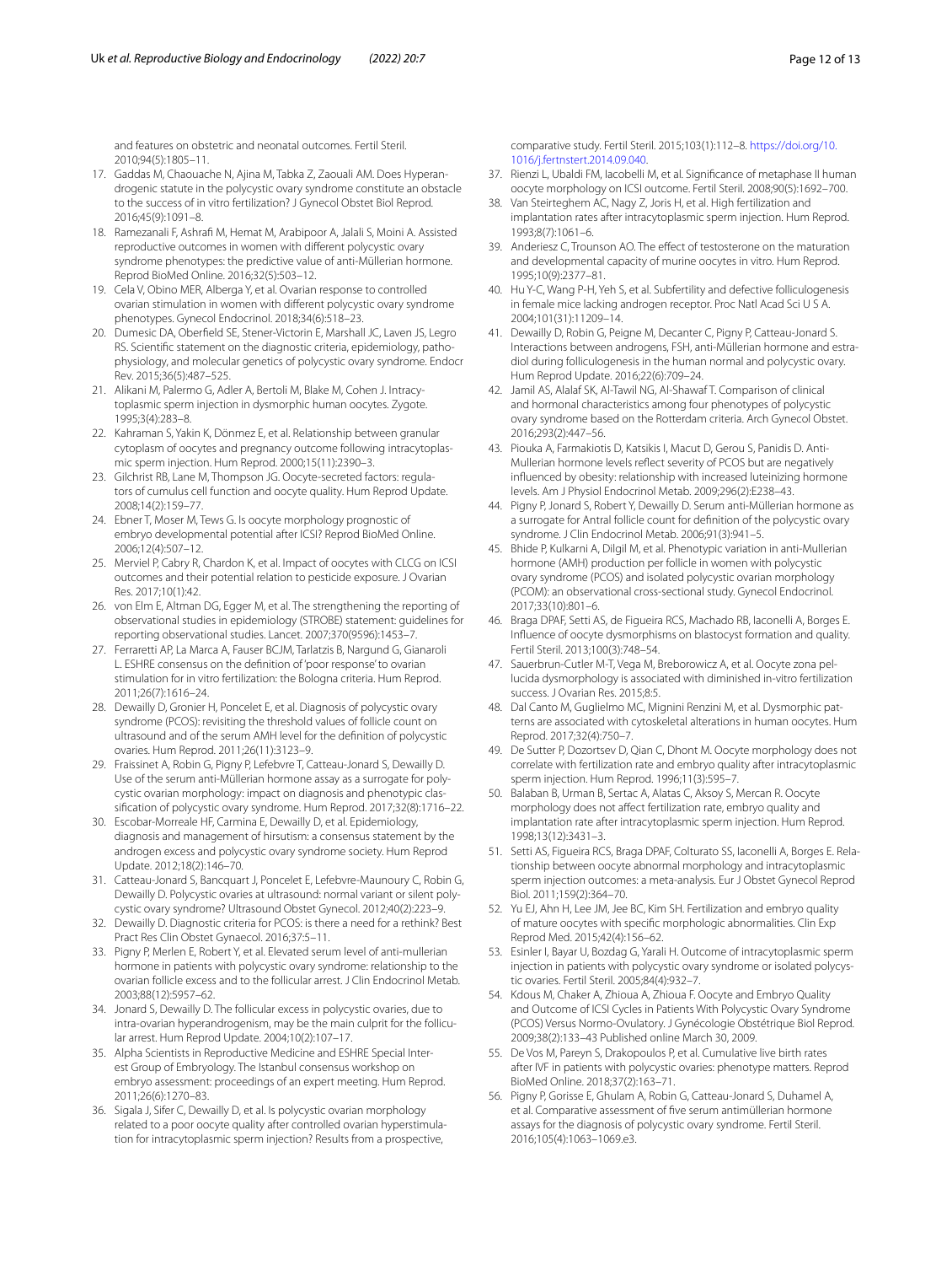and features on obstetric and neonatal outcomes. Fertil Steril. 2010;94(5):1805–11.

17. Gaddas M, Chaouache N, Ajina M, Tabka Z, Zaouali AM. Does Hyperandrogenic statute in the polycystic ovary syndrome constitute an obstacle to the success of in vitro fertilization? J Gynecol Obstet Biol Reprod. 2016;45(9):1091–8.
18. Ramezanali F, Ashrafi M, Hemat M, Arabipoor A, Jalali S, Moini A. Assisted reproductive outcomes in women with different polycystic ovary syndrome phenotypes: the predictive value of anti-Müllerian hormone. Reprod BioMed Online. 2016;32(5):503–12.
19. Cela V, Obino MER, Alberga Y, et al. Ovarian response to controlled ovarian stimulation in women with different polycystic ovary syndrome phenotypes. Gynecol Endocrinol. 2018;34(6):518–23.
20. Dumesic DA, Oberfield SE, Stener-Victorin E, Marshall JC, Laven JS, Legro RS. Scientific statement on the diagnostic criteria, epidemiology, pathophysiology, and molecular genetics of polycystic ovary syndrome. Endocr Rev. 2015;36(5):487–525.
21. Alikani M, Palermo G, Adler A, Bertoli M, Blake M, Cohen J. Intracytoplasmic sperm injection in dysmorphic human oocytes. Zygote. 1995;3(4):283–8.
22. Kahraman S, Yakin K, Dönmez E, et al. Relationship between granular cytoplasm of oocytes and pregnancy outcome following intracytoplasmic sperm injection. Hum Reprod. 2000;15(11):2390–3.
23. Gilchrist RB, Lane M, Thompson JG. Oocyte-secreted factors: regulators of cumulus cell function and oocyte quality. Hum Reprod Update. 2008;14(2):159–77.
24. Ebner T, Moser M, Tews G. Is oocyte morphology prognostic of embryo developmental potential after ICSI? Reprod BioMed Online. 2006;12(4):507–12.
25. Merviel P, Cabry R, Chardon K, et al. Impact of oocytes with CLCG on ICSI outcomes and their potential relation to pesticide exposure. J Ovarian Res. 2017;10(1):42.
26. von Elm E, Altman DG, Egger M, et al. The strengthening the reporting of observational studies in epidemiology (STROBE) statement: guidelines for reporting observational studies. Lancet. 2007;370(9596):1453–7.
27. Ferraretti AP, La Marca A, Fauser BCJM, Tarlatzis B, Nargund G, Gianaroli L. ESHRE consensus on the definition of 'poor response' to ovarian stimulation for in vitro fertilization: the Bologna criteria. Hum Reprod. 2011;26(7):1616–24.
28. Dewailly D, Gronier H, Poncelet E, et al. Diagnosis of polycystic ovary syndrome (PCOS): revisiting the threshold values of follicle count on ultrasound and of the serum AMH level for the definition of polycystic ovaries. Hum Reprod. 2011;26(11):3123–9.
29. Fraissinet A, Robin G, Pigny P, Lefebvre T, Catteau-Jonard S, Dewailly D. Use of the serum anti-Müllerian hormone assay as a surrogate for polycystic ovarian morphology: impact on diagnosis and phenotypic classification of polycystic ovary syndrome. Hum Reprod. 2017;32(8):1716–22.
30. Escobar-Morreale HF, Carmina E, Dewailly D, et al. Epidemiology, diagnosis and management of hirsutism: a consensus statement by the androgen excess and polycystic ovary syndrome society. Hum Reprod Update. 2012;18(2):146–70.
31. Catteau-Jonard S, Bancquart J, Poncelet E, Lefebvre-Maunoury C, Robin G, Dewailly D. Polycystic ovaries at ultrasound: normal variant or silent polycystic ovary syndrome? Ultrasound Obstet Gynecol. 2012;40(2):223–9.
32. Dewailly D. Diagnostic criteria for PCOS: is there a need for a rethink? Best Pract Res Clin Obstet Gynaecol. 2016;37:5–11.
33. Pigny P, Merlen E, Robert Y, et al. Elevated serum level of anti-mullerian hormone in patients with polycystic ovary syndrome: relationship to the ovarian follicle excess and to the follicular arrest. J Clin Endocrinol Metab. 2003;88(12):5957–62.
34. Jonard S, Dewailly D. The follicular excess in polycystic ovaries, due to intra-ovarian hyperandrogenism, may be the main culprit for the follicular arrest. Hum Reprod Update. 2004;10(2):107–17.
35. Alpha Scientists in Reproductive Medicine and ESHRE Special Interest Group of Embryology. The Istanbul consensus workshop on embryo assessment: proceedings of an expert meeting. Hum Reprod. 2011;26(6):1270–83.
36. Sigala J, Sifer C, Dewailly D, et al. Is polycystic ovarian morphology related to a poor oocyte quality after controlled ovarian hyperstimulation for intracytoplasmic sperm injection? Results from a prospective, comparative study. Fertil Steril. 2015;103(1):112–8. https://doi.org/10.1016/j.fertnstert.2014.09.040.
37. Rienzi L, Ubaldi FM, Iacobelli M, et al. Significance of metaphase II human oocyte morphology on ICSI outcome. Fertil Steril. 2008;90(5):1692–700.
38. Van Steirteghem AC, Nagy Z, Joris H, et al. High fertilization and implantation rates after intracytoplasmic sperm injection. Hum Reprod. 1993;8(7):1061–6.
39. Anderiesz C, Trounson AO. The effect of testosterone on the maturation and developmental capacity of murine oocytes in vitro. Hum Reprod. 1995;10(9):2377–81.
40. Hu Y-C, Wang P-H, Yeh S, et al. Subfertility and defective folliculogenesis in female mice lacking androgen receptor. Proc Natl Acad Sci U S A. 2004;101(31):11209–14.
41. Dewailly D, Robin G, Peigne M, Decanter C, Pigny P, Catteau-Jonard S. Interactions between androgens, FSH, anti-Müllerian hormone and estradiol during folliculogenesis in the human normal and polycystic ovary. Hum Reprod Update. 2016;22(6):709–24.
42. Jamil AS, Alalaf SK, Al-Tawil NG, Al-Shawaf T. Comparison of clinical and hormonal characteristics among four phenotypes of polycystic ovary syndrome based on the Rotterdam criteria. Arch Gynecol Obstet. 2016;293(2):447–56.
43. Piouka A, Farmakiotis D, Katsikis I, Macut D, Gerou S, Panidis D. Anti-Mullerian hormone levels reflect severity of PCOS but are negatively influenced by obesity: relationship with increased luteinizing hormone levels. Am J Physiol Endocrinol Metab. 2009;296(2):E238–43.
44. Pigny P, Jonard S, Robert Y, Dewailly D. Serum anti-Müllerian hormone as a surrogate for Antral follicle count for definition of the polycystic ovary syndrome. J Clin Endocrinol Metab. 2006;91(3):941–5.
45. Bhide P, Kulkarni A, Dilgil M, et al. Phenotypic variation in anti-Mullerian hormone (AMH) production per follicle in women with polycystic ovary syndrome (PCOS) and isolated polycystic ovarian morphology (PCOM): an observational cross-sectional study. Gynecol Endocrinol. 2017;33(10):801–6.
46. Braga DPAF, Setti AS, de Figueira RCS, Machado RB, Iaconelli A, Borges E. Influence of oocyte dysmorphisms on blastocyst formation and quality. Fertil Steril. 2013;100(3):748–54.
47. Sauerbrun-Cutler M-T, Vega M, Breborowicz A, et al. Oocyte zona pellucida dysmorphology is associated with diminished in-vitro fertilization success. J Ovarian Res. 2015;8:5.
48. Dal Canto M, Guglielmo MC, Mignini Renzini M, et al. Dysmorphic patterns are associated with cytoskeletal alterations in human oocytes. Hum Reprod. 2017;32(4):750–7.
49. De Sutter P, Dozortsev D, Qian C, Dhont M. Oocyte morphology does not correlate with fertilization rate and embryo quality after intracytoplasmic sperm injection. Hum Reprod. 1996;11(3):595–7.
50. Balaban B, Urman B, Sertac A, Alatas C, Aksoy S, Mercan R. Oocyte morphology does not affect fertilization rate, embryo quality and implantation rate after intracytoplasmic sperm injection. Hum Reprod. 1998;13(12):3431–3.
51. Setti AS, Figueira RCS, Braga DPAF, Colturato SS, Iaconelli A, Borges E. Relationship between oocyte abnormal morphology and intracytoplasmic sperm injection outcomes: a meta-analysis. Eur J Obstet Gynecol Reprod Biol. 2011;159(2):364–70.
52. Yu EJ, Ahn H, Lee JM, Jee BC, Kim SH. Fertilization and embryo quality of mature oocytes with specific morphologic abnormalities. Clin Exp Reprod Med. 2015;42(4):156–62.
53. Esinler I, Bayar U, Bozdag G, Yarali H. Outcome of intracytoplasmic sperm injection in patients with polycystic ovary syndrome or isolated polycystic ovaries. Fertil Steril. 2005;84(4):932–7.
54. Kdous M, Chaker A, Zhioua A, Zhioua F. Oocyte and Embryo Quality and Outcome of ICSI Cycles in Patients With Polycystic Ovary Syndrome (PCOS) Versus Normo-Ovulatory. J Gynécologie Obstétrique Biol Reprod. 2009;38(2):133–43 Published online March 30, 2009.
55. De Vos M, Pareyn S, Drakopoulos P, et al. Cumulative live birth rates after IVF in patients with polycystic ovaries: phenotype matters. Reprod BioMed Online. 2018;37(2):163–71.
56. Pigny P, Gorisse E, Ghulam A, Robin G, Catteau-Jonard S, Duhamel A, et al. Comparative assessment of five serum antimüllerian hormone assays for the diagnosis of polycystic ovary syndrome. Fertil Steril. 2016;105(4):1063–1069.e3.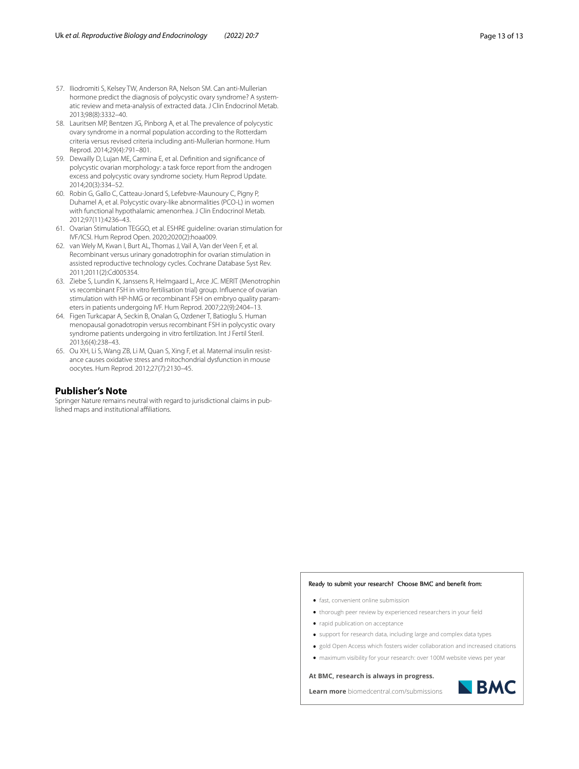57. Iliodromiti S, Kelsey TW, Anderson RA, Nelson SM. Can anti-Mullerian hormone predict the diagnosis of polycystic ovary syndrome? A systematic review and meta-analysis of extracted data. J Clin Endocrinol Metab. 2013;98(8):3332–40.
58. Lauritsen MP, Bentzen JG, Pinborg A, et al. The prevalence of polycystic ovary syndrome in a normal population according to the Rotterdam criteria versus revised criteria including anti-Mullerian hormone. Hum Reprod. 2014;29(4):791–801.
59. Dewailly D, Lujan ME, Carmina E, et al. Definition and significance of polycystic ovarian morphology: a task force report from the androgen excess and polycystic ovary syndrome society. Hum Reprod Update. 2014;20(3):334–52.
60. Robin G, Gallo C, Catteau-Jonard S, Lefebvre-Maunoury C, Pigny P, Duhamel A, et al. Polycystic ovary-like abnormalities (PCO-L) in women with functional hypothalamic amenorrhea. J Clin Endocrinol Metab. 2012;97(11):4236–43.
61. Ovarian Stimulation TEGGO, et al. ESHRE guideline: ovarian stimulation for IVF/ICSI. Hum Reprod Open. 2020;2020(2):hoaa009.
62. van Wely M, Kwan I, Burt AL, Thomas J, Vail A, Van der Veen F, et al. Recombinant versus urinary gonadotrophin for ovarian stimulation in assisted reproductive technology cycles. Cochrane Database Syst Rev. 2011;2011(2):Cd005354.
63. Ziebe S, Lundin K, Janssens R, Helmgaard L, Arce JC. MERIT (Menotrophin vs recombinant FSH in vitro fertilisation trial) group. Influence of ovarian stimulation with HP-hMG or recombinant FSH on embryo quality parameters in patients undergoing IVF. Hum Reprod. 2007;22(9):2404–13.
64. Figen Turkcapar A, Seckin B, Onalan G, Ozdener T, Batioglu S. Human menopausal gonadotropin versus recombinant FSH in polycystic ovary syndrome patients undergoing in vitro fertilization. Int J Fertil Steril. 2013;6(4):238–43.
65. Ou XH, Li S, Wang ZB, Li M, Quan S, Xing F, et al. Maternal insulin resistance causes oxidative stress and mitochondrial dysfunction in mouse oocytes. Hum Reprod. 2012;27(7):2130–45.

## Publisher's Note

Springer Nature remains neutral with regard to jurisdictional claims in published maps and institutional affiliations.

Ready to submit your research? Choose BMC and benefit from:

- fast, convenient online submission
- thorough peer review by experienced researchers in your field
- rapid publication on acceptance
- support for research data, including large and complex data types
- gold Open Access which fosters wider collaboration and increased citations
- maximum visibility for your research: over 100M website views per year

**At BMC, research is always in progress.**

**Learn more** biomedcentral.com/submissions

BMC